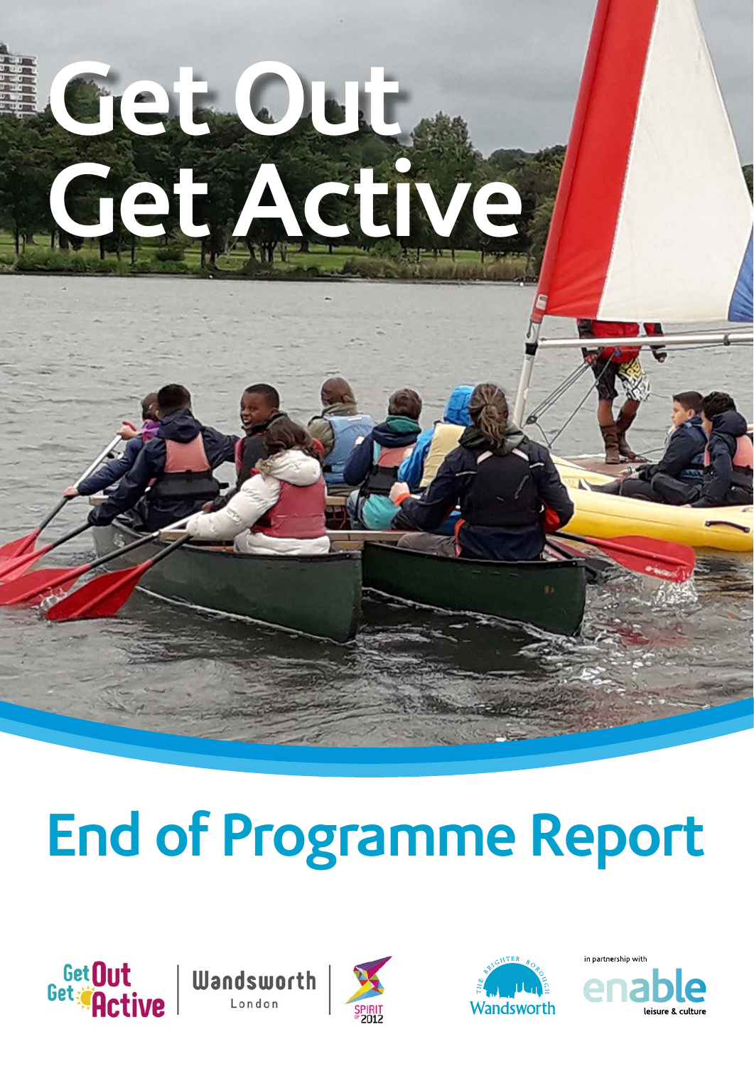# Get Out Get Active

## End of Programme Report

Get Out Get Active | Wandsworth London | Spirit of 2012

The Brighter Borough Wandsworth

in partnership with enable leisure & culture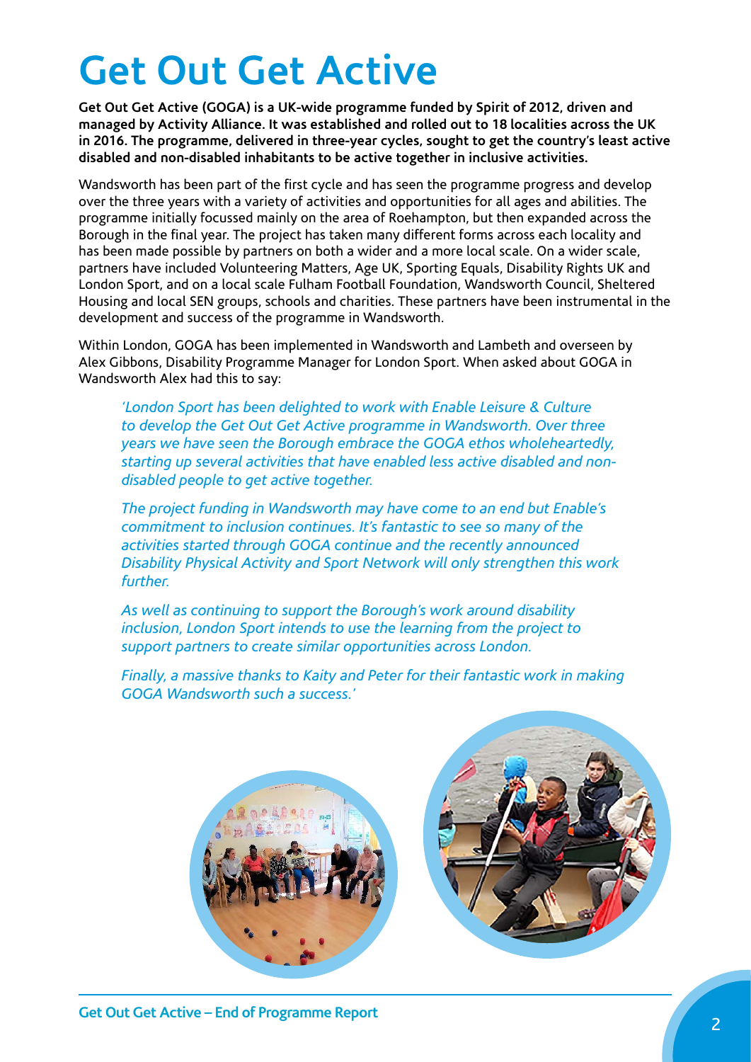# Get Out Get Active

**Get Out Get Active (GOGA) is a UK-wide programme funded by Spirit of 2012, driven and managed by Activity Alliance. It was established and rolled out to 18 localities across the UK in 2016. The programme, delivered in three-year cycles, sought to get the country's least active disabled and non-disabled inhabitants to be active together in inclusive activities.**

Wandsworth has been part of the first cycle and has seen the programme progress and develop over the three years with a variety of activities and opportunities for all ages and abilities. The programme initially focussed mainly on the area of Roehampton, but then expanded across the Borough in the final year. The project has taken many different forms across each locality and has been made possible by partners on both a wider and a more local scale. On a wider scale, partners have included Volunteering Matters, Age UK, Sporting Equals, Disability Rights UK and London Sport, and on a local scale Fulham Football Foundation, Wandsworth Council, Sheltered Housing and local SEN groups, schools and charities. These partners have been instrumental in the development and success of the programme in Wandsworth.

Within London, GOGA has been implemented in Wandsworth and Lambeth and overseen by Alex Gibbons, Disability Programme Manager for London Sport. When asked about GOGA in Wandsworth Alex had this to say:

> *'London Sport has been delighted to work with Enable Leisure & Culture to develop the Get Out Get Active programme in Wandsworth. Over three years we have seen the Borough embrace the GOGA ethos wholeheartedly, starting up several activities that have enabled less active disabled and non-disabled people to get active together.*
>
> *The project funding in Wandsworth may have come to an end but Enable's commitment to inclusion continues. It's fantastic to see so many of the activities started through GOGA continue and the recently announced Disability Physical Activity and Sport Network will only strengthen this work further.*
>
> *As well as continuing to support the Borough's work around disability inclusion, London Sport intends to use the learning from the project to support partners to create similar opportunities across London.*
>
> *Finally, a massive thanks to Kaity and Peter for their fantastic work in making GOGA Wandsworth such a success.'*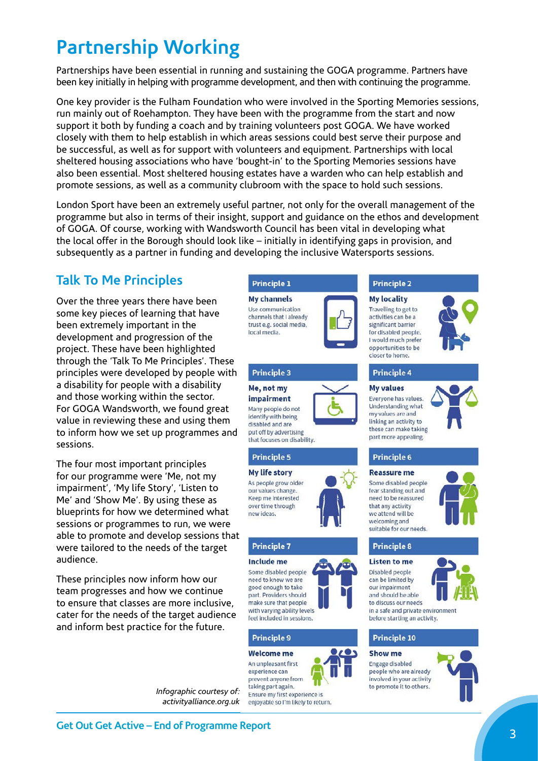# Partnership Working

Partnerships have been essential in running and sustaining the GOGA programme. Partners have been key initially in helping with programme development, and then with continuing the programme.

One key provider is the Fulham Foundation who were involved in the Sporting Memories sessions, run mainly out of Roehampton. They have been with the programme from the start and now support it both by funding a coach and by training volunteers post GOGA. We have worked closely with them to help establish in which areas sessions could best serve their purpose and be successful, as well as for support with volunteers and equipment. Partnerships with local sheltered housing associations who have 'bought-in' to the Sporting Memories sessions have also been essential. Most sheltered housing estates have a warden who can help establish and promote sessions, as well as a community clubroom with the space to hold such sessions.

London Sport have been an extremely useful partner, not only for the overall management of the programme but also in terms of their insight, support and guidance on the ethos and development of GOGA. Of course, working with Wandsworth Council has been vital in developing what the local offer in the Borough should look like – initially in identifying gaps in provision, and subsequently as a partner in funding and developing the inclusive Watersports sessions.

## Talk To Me Principles

Over the three years there have been some key pieces of learning that have been extremely important in the development and progression of the project. These have been highlighted through the 'Talk To Me Principles'. These principles were developed by people with a disability for people with a disability and those working within the sector. For GOGA Wandsworth, we found great value in reviewing these and using them to inform how we set up programmes and sessions.

The four most important principles for our programme were 'Me, not my impairment', 'My life Story', 'Listen to Me' and 'Show Me'. By using these as blueprints for how we determined what sessions or programmes to run, we were able to promote and develop sessions that were tailored to the needs of the target audience.

These principles now inform how our team progresses and how we continue to ensure that classes are more inclusive, cater for the needs of the target audience and inform best practice for the future.

**Principle 1**

**My channels**
Use communication channels that I already trust e.g. social media, local media.

**Principle 2**

**My locality**
Travelling to get to activities can be a significant barrier for disabled people. I would much prefer opportunities to be closer to home.

**Principle 3**

**Me, not my impairment**
Many people do not identify with being disabled and are put off by advertising that focuses on disability.

**Principle 4**

**My values**
Everyone has values. Understanding what my values are and linking an activity to these can make taking part more appealing.

**Principle 5**

**My life story**
As people grow older our values change. Keep me interested over time through new ideas.

**Principle 6**

**Reassure me**
Some disabled people fear standing out and need to be reassured that any activity we attend will be welcoming and suitable for our needs.

**Principle 7**

**Include me**
Some disabled people need to know we are good enough to take part. Providers should make sure that people with varying ability levels feel included in sessions.

**Principle 8**

**Listen to me**
Disabled people can be limited by our impairment and should be able to discuss our needs in a safe and private environment before starting an activity.

**Principle 9**

**Welcome me**
An unpleasant first experience can prevent anyone from taking part again. Ensure my first experience is enjoyable so I'm likely to return.

**Principle 10**

**Show me**
Engage disabled people who are already involved in your activity to promote it to others.

*Infographic courtesy of: activityalliance.org.uk*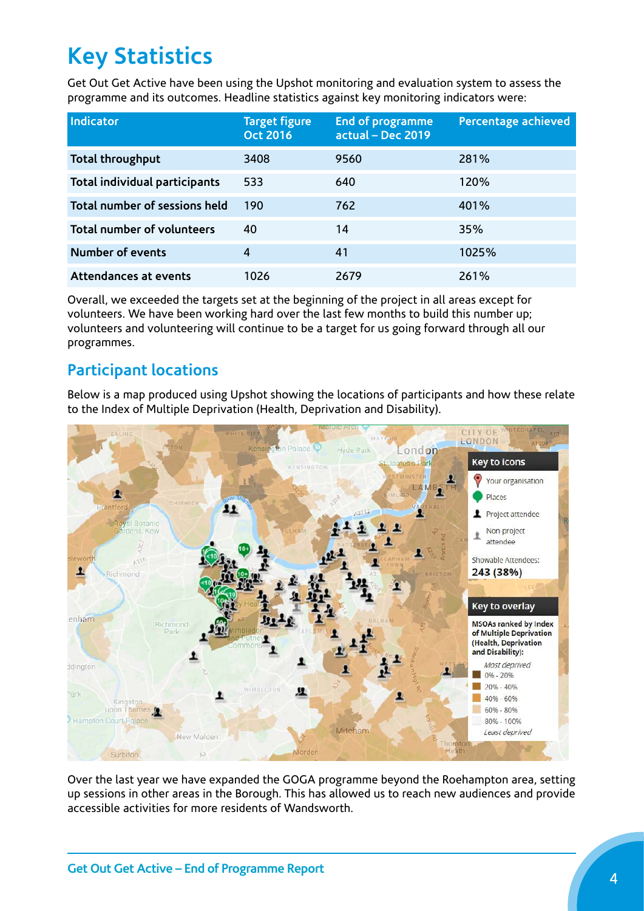# Key Statistics

Get Out Get Active have been using the Upshot monitoring and evaluation system to assess the programme and its outcomes. Headline statistics against key monitoring indicators were:

| Indicator | Target figure Oct 2016 | End of programme actual – Dec 2019 | Percentage achieved |
|---|---|---|---|
| **Total throughput** | 3408 | 9560 | 281% |
| **Total individual participants** | 533 | 640 | 120% |
| **Total number of sessions held** | 190 | 762 | 401% |
| **Total number of volunteers** | 40 | 14 | 35% |
| **Number of events** | 4 | 41 | 1025% |
| **Attendances at events** | 1026 | 2679 | 261% |

Overall, we exceeded the targets set at the beginning of the project in all areas except for volunteers. We have been working hard over the last few months to build this number up; volunteers and volunteering will continue to be a target for us going forward through all our programmes.

## Participant locations

Below is a map produced using Upshot showing the locations of participants and how these relate to the Index of Multiple Deprivation (Health, Deprivation and Disability).

Over the last year we have expanded the GOGA programme beyond the Roehampton area, setting up sessions in other areas in the Borough. This has allowed us to reach new audiences and provide accessible activities for more residents of Wandsworth.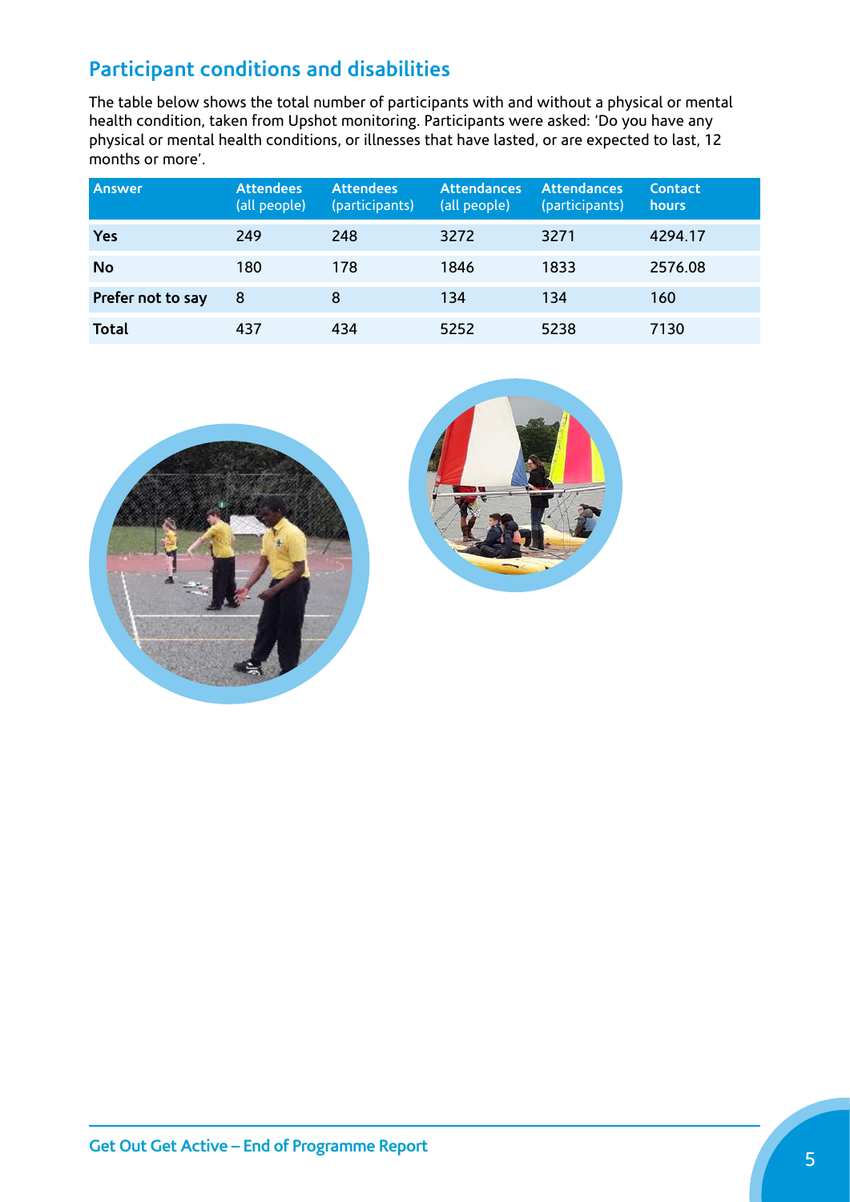## Participant conditions and disabilities

The table below shows the total number of participants with and without a physical or mental health condition, taken from Upshot monitoring. Participants were asked: 'Do you have any physical or mental health conditions, or illnesses that have lasted, or are expected to last, 12 months or more'.

| Answer | Attendees (all people) | Attendees (participants) | Attendances (all people) | Attendances (participants) | Contact hours |
|---|---|---|---|---|---|
| **Yes** | 249 | 248 | 3272 | 3271 | 4294.17 |
| **No** | 180 | 178 | 1846 | 1833 | 2576.08 |
| **Prefer not to say** | 8 | 8 | 134 | 134 | 160 |
| **Total** | 437 | 434 | 5252 | 5238 | 7130 |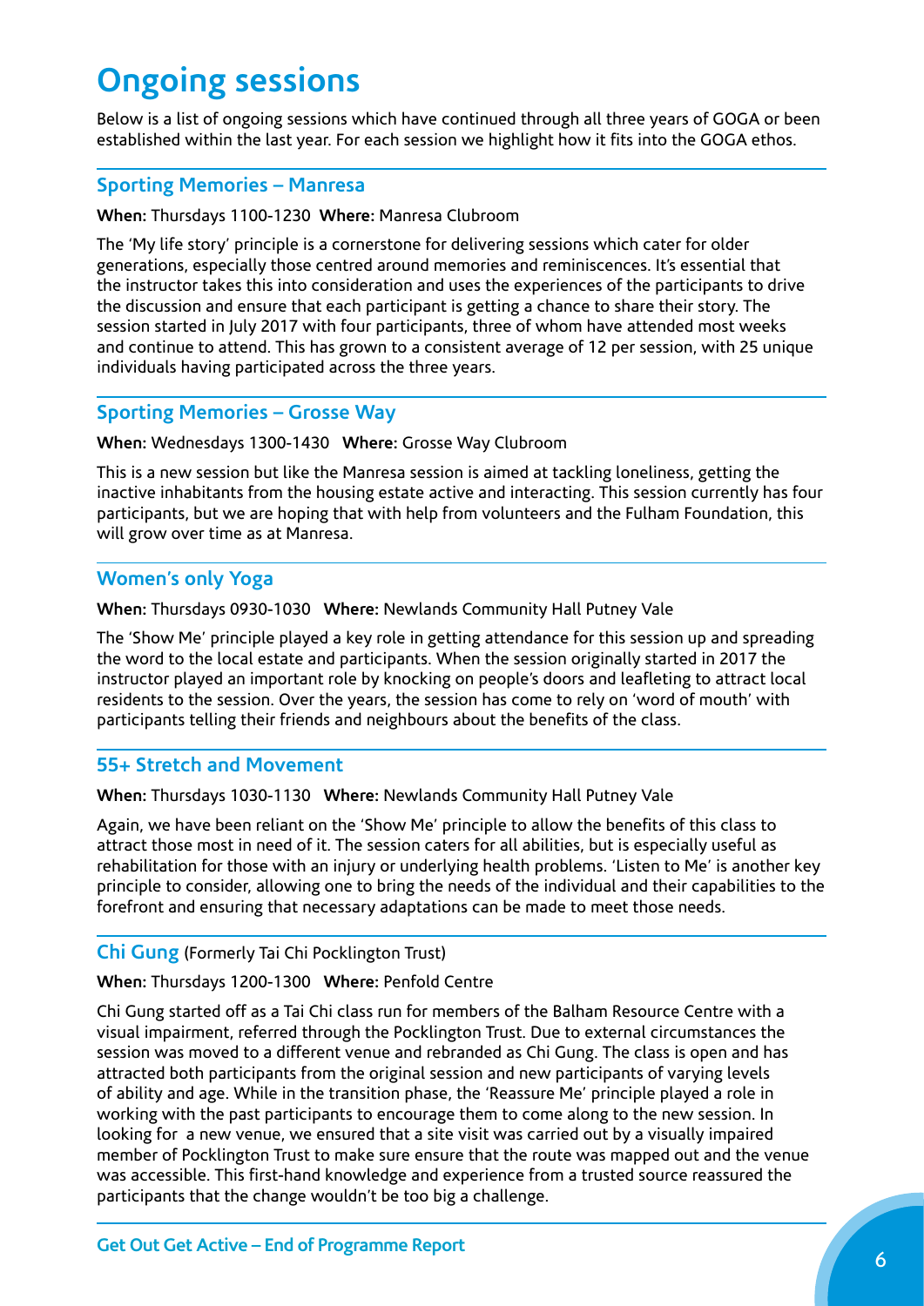# Ongoing sessions

Below is a list of ongoing sessions which have continued through all three years of GOGA or been established within the last year. For each session we highlight how it fits into the GOGA ethos.

## Sporting Memories – Manresa

**When:** Thursdays 1100-1230 **Where:** Manresa Clubroom

The 'My life story' principle is a cornerstone for delivering sessions which cater for older generations, especially those centred around memories and reminiscences. It's essential that the instructor takes this into consideration and uses the experiences of the participants to drive the discussion and ensure that each participant is getting a chance to share their story. The session started in July 2017 with four participants, three of whom have attended most weeks and continue to attend. This has grown to a consistent average of 12 per session, with 25 unique individuals having participated across the three years.

## Sporting Memories – Grosse Way

**When:** Wednesdays 1300-1430 **Where:** Grosse Way Clubroom

This is a new session but like the Manresa session is aimed at tackling loneliness, getting the inactive inhabitants from the housing estate active and interacting. This session currently has four participants, but we are hoping that with help from volunteers and the Fulham Foundation, this will grow over time as at Manresa.

## Women's only Yoga

**When:** Thursdays 0930-1030 **Where:** Newlands Community Hall Putney Vale

The 'Show Me' principle played a key role in getting attendance for this session up and spreading the word to the local estate and participants. When the session originally started in 2017 the instructor played an important role by knocking on people's doors and leafleting to attract local residents to the session. Over the years, the session has come to rely on 'word of mouth' with participants telling their friends and neighbours about the benefits of the class.

## 55+ Stretch and Movement

**When:** Thursdays 1030-1130 **Where:** Newlands Community Hall Putney Vale

Again, we have been reliant on the 'Show Me' principle to allow the benefits of this class to attract those most in need of it. The session caters for all abilities, but is especially useful as rehabilitation for those with an injury or underlying health problems. 'Listen to Me' is another key principle to consider, allowing one to bring the needs of the individual and their capabilities to the forefront and ensuring that necessary adaptations can be made to meet those needs.

## Chi Gung (Formerly Tai Chi Pocklington Trust)

**When:** Thursdays 1200-1300 **Where:** Penfold Centre

Chi Gung started off as a Tai Chi class run for members of the Balham Resource Centre with a visual impairment, referred through the Pocklington Trust. Due to external circumstances the session was moved to a different venue and rebranded as Chi Gung. The class is open and has attracted both participants from the original session and new participants of varying levels of ability and age. While in the transition phase, the 'Reassure Me' principle played a role in working with the past participants to encourage them to come along to the new session. In looking for a new venue, we ensured that a site visit was carried out by a visually impaired member of Pocklington Trust to make sure ensure that the route was mapped out and the venue was accessible. This first-hand knowledge and experience from a trusted source reassured the participants that the change wouldn't be too big a challenge.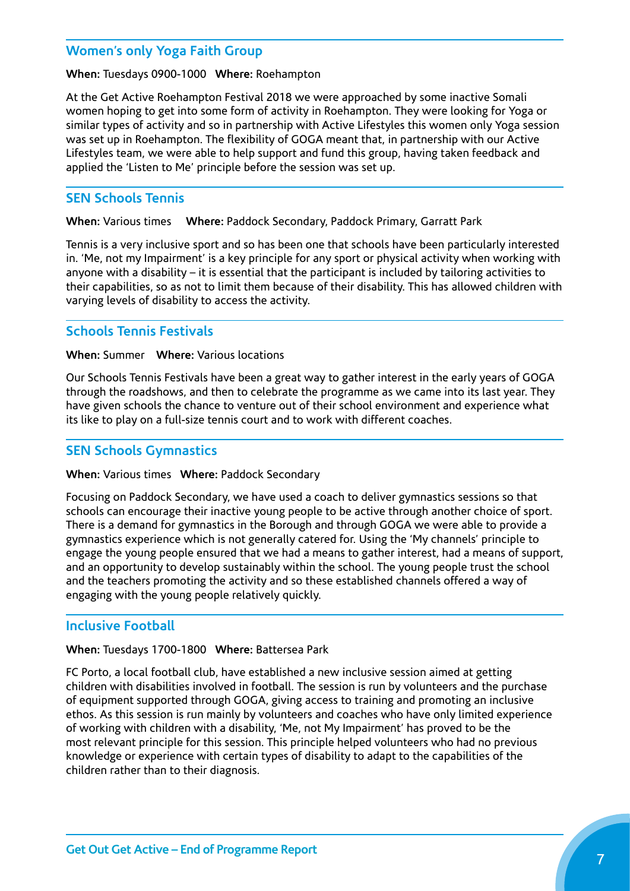## Women's only Yoga Faith Group

**When:** Tuesdays 0900-1000 **Where:** Roehampton

At the Get Active Roehampton Festival 2018 we were approached by some inactive Somali women hoping to get into some form of activity in Roehampton. They were looking for Yoga or similar types of activity and so in partnership with Active Lifestyles this women only Yoga session was set up in Roehampton. The flexibility of GOGA meant that, in partnership with our Active Lifestyles team, we were able to help support and fund this group, having taken feedback and applied the 'Listen to Me' principle before the session was set up.

## SEN Schools Tennis

**When:** Various times **Where:** Paddock Secondary, Paddock Primary, Garratt Park

Tennis is a very inclusive sport and so has been one that schools have been particularly interested in. 'Me, not my Impairment' is a key principle for any sport or physical activity when working with anyone with a disability – it is essential that the participant is included by tailoring activities to their capabilities, so as not to limit them because of their disability. This has allowed children with varying levels of disability to access the activity.

## Schools Tennis Festivals

**When:** Summer **Where:** Various locations

Our Schools Tennis Festivals have been a great way to gather interest in the early years of GOGA through the roadshows, and then to celebrate the programme as we came into its last year. They have given schools the chance to venture out of their school environment and experience what its like to play on a full-size tennis court and to work with different coaches.

## SEN Schools Gymnastics

**When:** Various times **Where:** Paddock Secondary

Focusing on Paddock Secondary, we have used a coach to deliver gymnastics sessions so that schools can encourage their inactive young people to be active through another choice of sport. There is a demand for gymnastics in the Borough and through GOGA we were able to provide a gymnastics experience which is not generally catered for. Using the 'My channels' principle to engage the young people ensured that we had a means to gather interest, had a means of support, and an opportunity to develop sustainably within the school. The young people trust the school and the teachers promoting the activity and so these established channels offered a way of engaging with the young people relatively quickly.

## Inclusive Football

**When:** Tuesdays 1700-1800 **Where:** Battersea Park

FC Porto, a local football club, have established a new inclusive session aimed at getting children with disabilities involved in football. The session is run by volunteers and the purchase of equipment supported through GOGA, giving access to training and promoting an inclusive ethos. As this session is run mainly by volunteers and coaches who have only limited experience of working with children with a disability, 'Me, not My Impairment' has proved to be the most relevant principle for this session. This principle helped volunteers who had no previous knowledge or experience with certain types of disability to adapt to the capabilities of the children rather than to their diagnosis.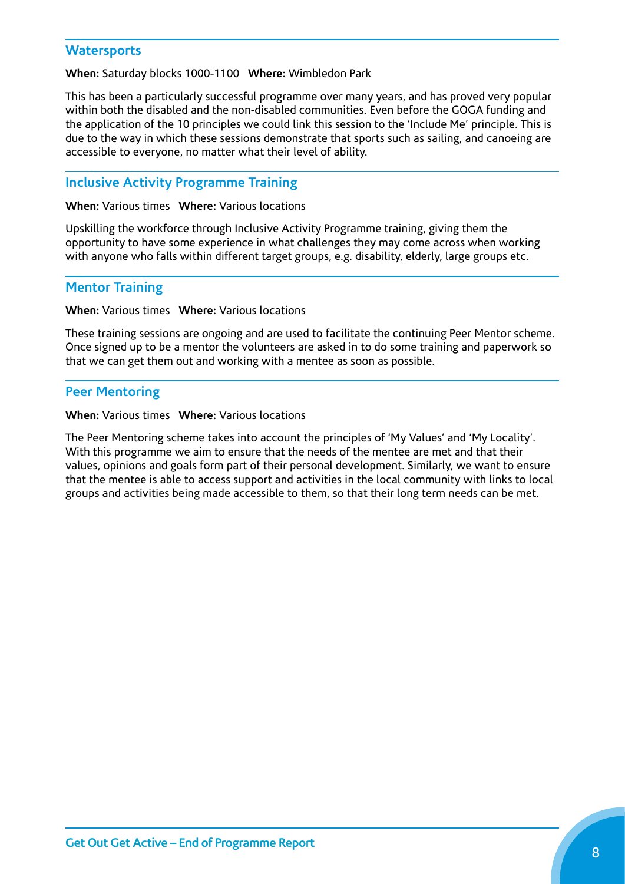### Watersports

**When:** Saturday blocks 1000-1100 **Where:** Wimbledon Park

This has been a particularly successful programme over many years, and has proved very popular within both the disabled and the non-disabled communities. Even before the GOGA funding and the application of the 10 principles we could link this session to the 'Include Me' principle. This is due to the way in which these sessions demonstrate that sports such as sailing, and canoeing are accessible to everyone, no matter what their level of ability.

### Inclusive Activity Programme Training

**When:** Various times **Where:** Various locations

Upskilling the workforce through Inclusive Activity Programme training, giving them the opportunity to have some experience in what challenges they may come across when working with anyone who falls within different target groups, e.g. disability, elderly, large groups etc.

### Mentor Training

**When:** Various times **Where:** Various locations

These training sessions are ongoing and are used to facilitate the continuing Peer Mentor scheme. Once signed up to be a mentor the volunteers are asked in to do some training and paperwork so that we can get them out and working with a mentee as soon as possible.

### Peer Mentoring

**When:** Various times **Where:** Various locations

The Peer Mentoring scheme takes into account the principles of 'My Values' and 'My Locality'. With this programme we aim to ensure that the needs of the mentee are met and that their values, opinions and goals form part of their personal development. Similarly, we want to ensure that the mentee is able to access support and activities in the local community with links to local groups and activities being made accessible to them, so that their long term needs can be met.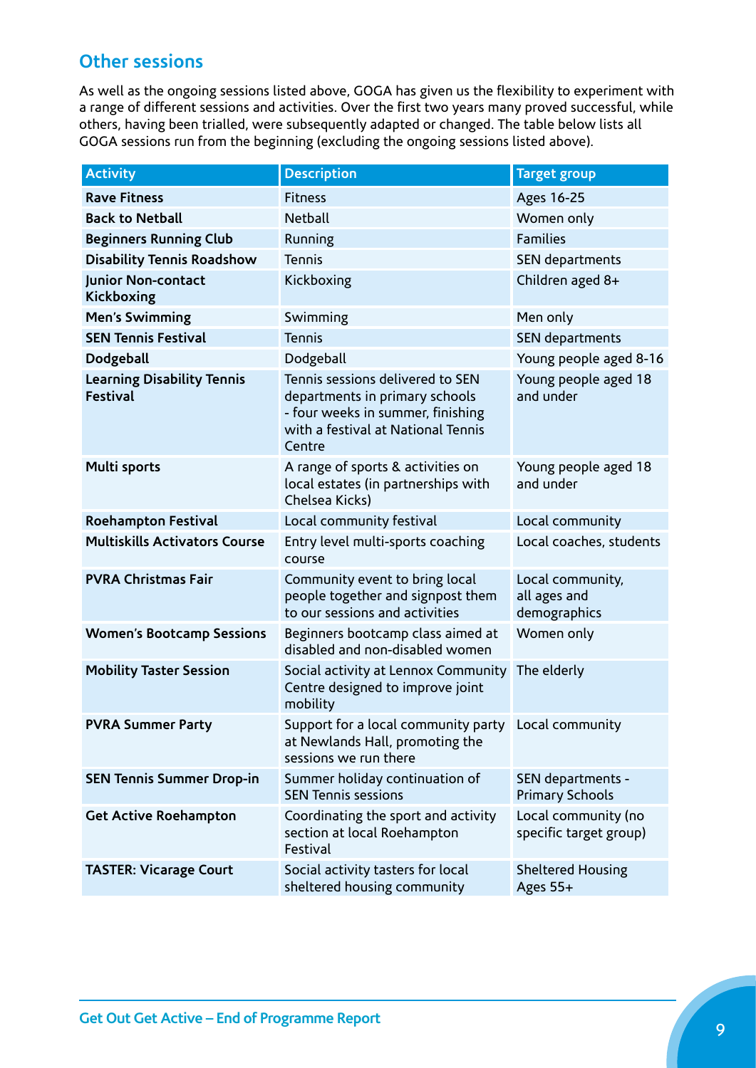## Other sessions

As well as the ongoing sessions listed above, GOGA has given us the flexibility to experiment with a range of different sessions and activities. Over the first two years many proved successful, while others, having been trialled, were subsequently adapted or changed. The table below lists all GOGA sessions run from the beginning (excluding the ongoing sessions listed above).

| Activity | Description | Target group |
|---|---|---|
| **Rave Fitness** | Fitness | Ages 16-25 |
| **Back to Netball** | Netball | Women only |
| **Beginners Running Club** | Running | Families |
| **Disability Tennis Roadshow** | Tennis | SEN departments |
| **Junior Non-contact Kickboxing** | Kickboxing | Children aged 8+ |
| **Men's Swimming** | Swimming | Men only |
| **SEN Tennis Festival** | Tennis | SEN departments |
| **Dodgeball** | Dodgeball | Young people aged 8-16 |
| **Learning Disability Tennis Festival** | Tennis sessions delivered to SEN departments in primary schools - four weeks in summer, finishing with a festival at National Tennis Centre | Young people aged 18 and under |
| **Multi sports** | A range of sports & activities on local estates (in partnerships with Chelsea Kicks) | Young people aged 18 and under |
| **Roehampton Festival** | Local community festival | Local community |
| **Multiskills Activators Course** | Entry level multi-sports coaching course | Local coaches, students |
| **PVRA Christmas Fair** | Community event to bring local people together and signpost them to our sessions and activities | Local community, all ages and demographics |
| **Women's Bootcamp Sessions** | Beginners bootcamp class aimed at disabled and non-disabled women | Women only |
| **Mobility Taster Session** | Social activity at Lennox Community Centre designed to improve joint mobility | The elderly |
| **PVRA Summer Party** | Support for a local community party at Newlands Hall, promoting the sessions we run there | Local community |
| **SEN Tennis Summer Drop-in** | Summer holiday continuation of SEN Tennis sessions | SEN departments - Primary Schools |
| **Get Active Roehampton** | Coordinating the sport and activity section at local Roehampton Festival | Local community (no specific target group) |
| **TASTER: Vicarage Court** | Social activity tasters for local sheltered housing community | Sheltered Housing Ages 55+ |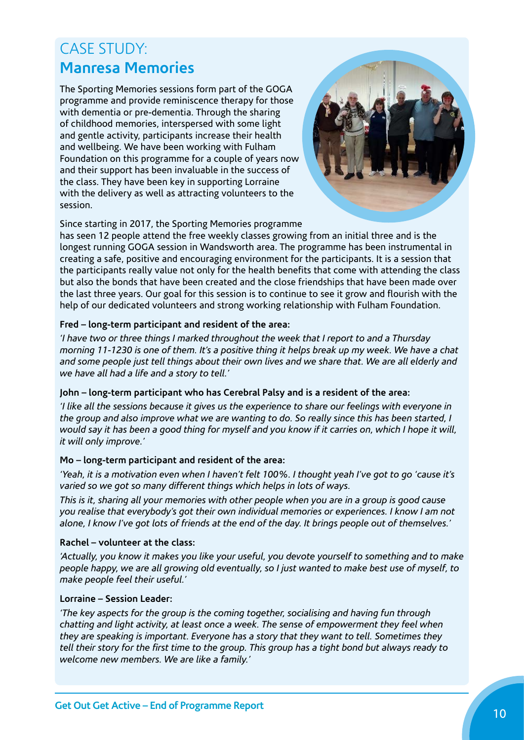# CASE STUDY: Manresa Memories

The Sporting Memories sessions form part of the GOGA programme and provide reminiscence therapy for those with dementia or pre-dementia. Through the sharing of childhood memories, interspersed with some light and gentle activity, participants increase their health and wellbeing. We have been working with Fulham Foundation on this programme for a couple of years now and their support has been invaluable in the success of the class. They have been key in supporting Lorraine with the delivery as well as attracting volunteers to the session.

Since starting in 2017, the Sporting Memories programme has seen 12 people attend the free weekly classes growing from an initial three and is the longest running GOGA session in Wandsworth area. The programme has been instrumental in creating a safe, positive and encouraging environment for the participants. It is a session that the participants really value not only for the health benefits that come with attending the class but also the bonds that have been created and the close friendships that have been made over the last three years. Our goal for this session is to continue to see it grow and flourish with the help of our dedicated volunteers and strong working relationship with Fulham Foundation.

**Fred – long-term participant and resident of the area:**

*'I have two or three things I marked throughout the week that I report to and a Thursday morning 11-1230 is one of them. It's a positive thing it helps break up my week. We have a chat and some people just tell things about their own lives and we share that. We are all elderly and we have all had a life and a story to tell.'*

**John – long-term participant who has Cerebral Palsy and is a resident of the area:**

*'I like all the sessions because it gives us the experience to share our feelings with everyone in the group and also improve what we are wanting to do. So really since this has been started, I would say it has been a good thing for myself and you know if it carries on, which I hope it will, it will only improve.'*

**Mo – long-term participant and resident of the area:**

*'Yeah, it is a motivation even when I haven't felt 100%. I thought yeah I've got to go 'cause it's varied so we got so many different things which helps in lots of ways.*

*This is it, sharing all your memories with other people when you are in a group is good cause you realise that everybody's got their own individual memories or experiences. I know I am not alone, I know I've got lots of friends at the end of the day. It brings people out of themselves.'*

**Rachel – volunteer at the class:**

*'Actually, you know it makes you like your useful, you devote yourself to something and to make people happy, we are all growing old eventually, so I just wanted to make best use of myself, to make people feel their useful.'*

**Lorraine – Session Leader:**

*'The key aspects for the group is the coming together, socialising and having fun through chatting and light activity, at least once a week. The sense of empowerment they feel when they are speaking is important. Everyone has a story that they want to tell. Sometimes they tell their story for the first time to the group. This group has a tight bond but always ready to welcome new members. We are like a family.'*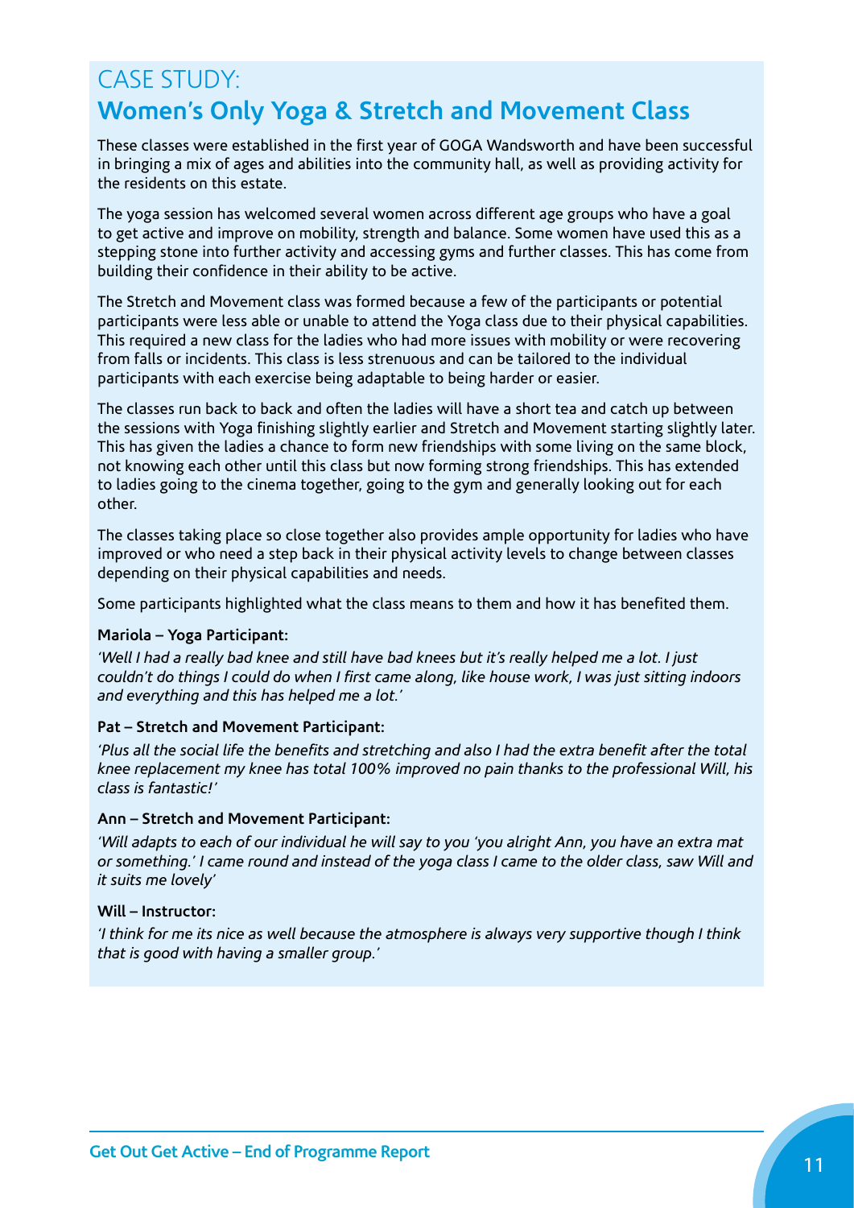# CASE STUDY:
## Women's Only Yoga & Stretch and Movement Class

These classes were established in the first year of GOGA Wandsworth and have been successful in bringing a mix of ages and abilities into the community hall, as well as providing activity for the residents on this estate.

The yoga session has welcomed several women across different age groups who have a goal to get active and improve on mobility, strength and balance. Some women have used this as a stepping stone into further activity and accessing gyms and further classes. This has come from building their confidence in their ability to be active.

The Stretch and Movement class was formed because a few of the participants or potential participants were less able or unable to attend the Yoga class due to their physical capabilities. This required a new class for the ladies who had more issues with mobility or were recovering from falls or incidents. This class is less strenuous and can be tailored to the individual participants with each exercise being adaptable to being harder or easier.

The classes run back to back and often the ladies will have a short tea and catch up between the sessions with Yoga finishing slightly earlier and Stretch and Movement starting slightly later. This has given the ladies a chance to form new friendships with some living on the same block, not knowing each other until this class but now forming strong friendships. This has extended to ladies going to the cinema together, going to the gym and generally looking out for each other.

The classes taking place so close together also provides ample opportunity for ladies who have improved or who need a step back in their physical activity levels to change between classes depending on their physical capabilities and needs.

Some participants highlighted what the class means to them and how it has benefited them.

**Mariola – Yoga Participant:**

*'Well I had a really bad knee and still have bad knees but it's really helped me a lot. I just couldn't do things I could do when I first came along, like house work, I was just sitting indoors and everything and this has helped me a lot.'*

**Pat – Stretch and Movement Participant:**

*'Plus all the social life the benefits and stretching and also I had the extra benefit after the total knee replacement my knee has total 100% improved no pain thanks to the professional Will, his class is fantastic!'*

**Ann – Stretch and Movement Participant:**

*'Will adapts to each of our individual he will say to you 'you alright Ann, you have an extra mat or something.' I came round and instead of the yoga class I came to the older class, saw Will and it suits me lovely'*

**Will – Instructor:**

*'I think for me its nice as well because the atmosphere is always very supportive though I think that is good with having a smaller group.'*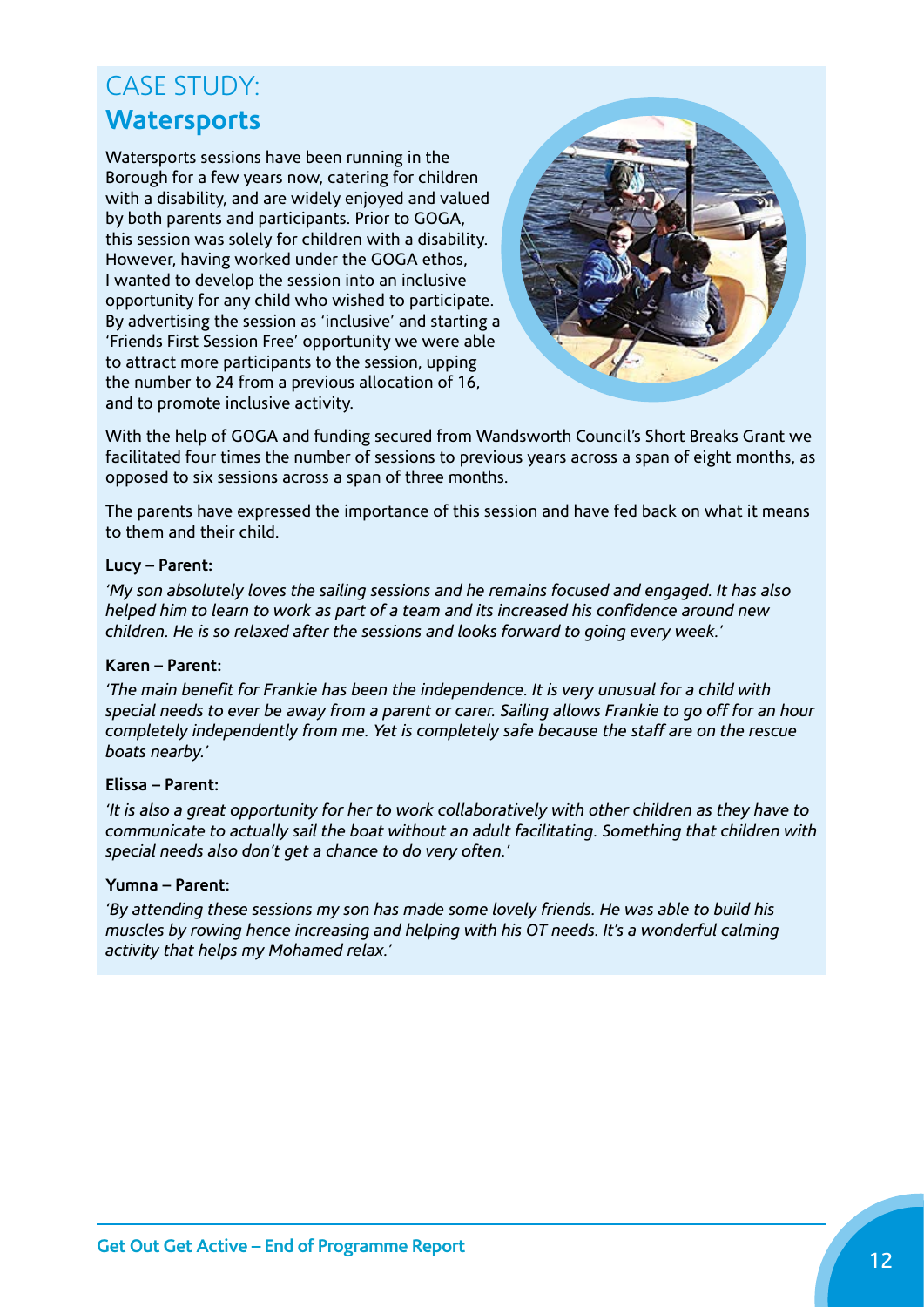# CASE STUDY: **Watersports**

Watersports sessions have been running in the Borough for a few years now, catering for children with a disability, and are widely enjoyed and valued by both parents and participants. Prior to GOGA, this session was solely for children with a disability. However, having worked under the GOGA ethos, I wanted to develop the session into an inclusive opportunity for any child who wished to participate. By advertising the session as 'inclusive' and starting a 'Friends First Session Free' opportunity we were able to attract more participants to the session, upping the number to 24 from a previous allocation of 16, and to promote inclusive activity.

With the help of GOGA and funding secured from Wandsworth Council's Short Breaks Grant we facilitated four times the number of sessions to previous years across a span of eight months, as opposed to six sessions across a span of three months.

The parents have expressed the importance of this session and have fed back on what it means to them and their child.

**Lucy – Parent:**

*'My son absolutely loves the sailing sessions and he remains focused and engaged. It has also helped him to learn to work as part of a team and its increased his confidence around new children. He is so relaxed after the sessions and looks forward to going every week.'*

**Karen – Parent:**

*'The main benefit for Frankie has been the independence. It is very unusual for a child with special needs to ever be away from a parent or carer. Sailing allows Frankie to go off for an hour completely independently from me. Yet is completely safe because the staff are on the rescue boats nearby.'*

**Elissa – Parent:**

*'It is also a great opportunity for her to work collaboratively with other children as they have to communicate to actually sail the boat without an adult facilitating. Something that children with special needs also don't get a chance to do very often.'*

**Yumna – Parent:**

*'By attending these sessions my son has made some lovely friends. He was able to build his muscles by rowing hence increasing and helping with his OT needs. It's a wonderful calming activity that helps my Mohamed relax.'*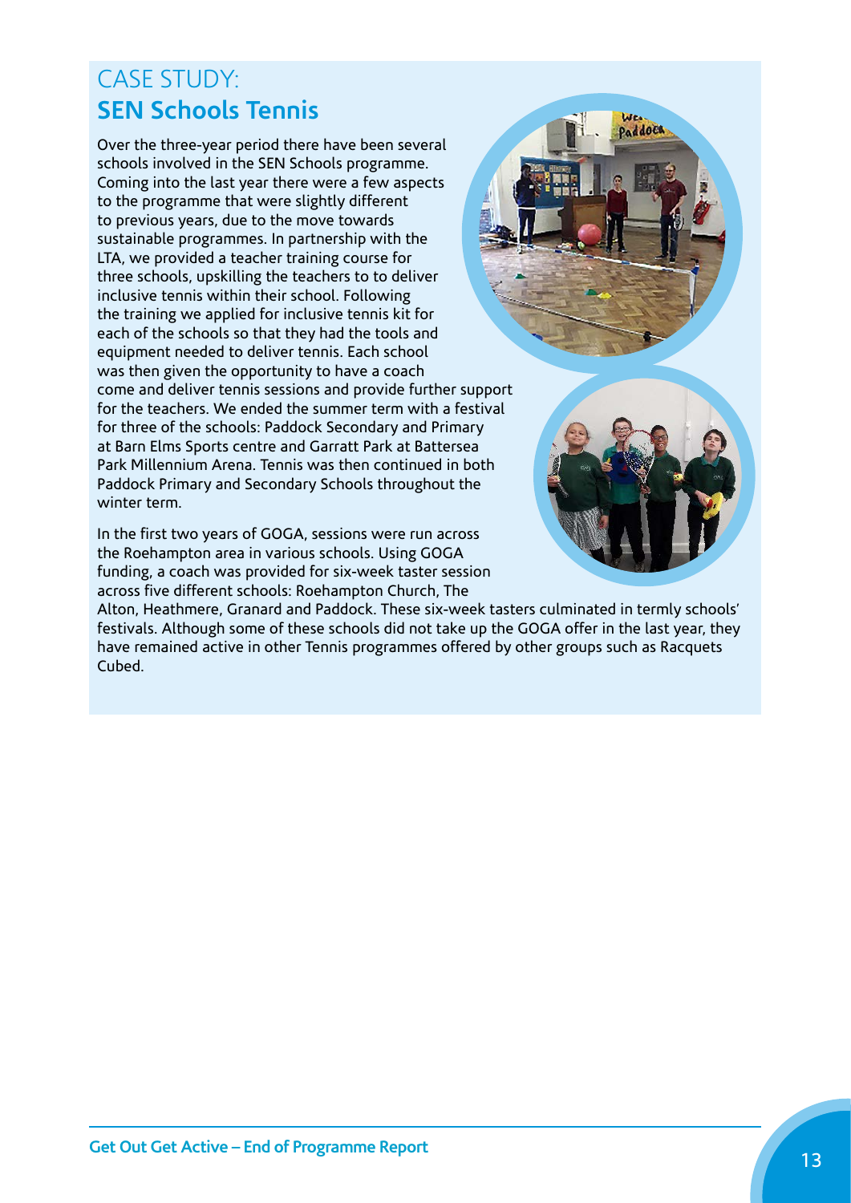# CASE STUDY:
## SEN Schools Tennis

Over the three-year period there have been several schools involved in the SEN Schools programme. Coming into the last year there were a few aspects to the programme that were slightly different to previous years, due to the move towards sustainable programmes. In partnership with the LTA, we provided a teacher training course for three schools, upskilling the teachers to to deliver inclusive tennis within their school. Following the training we applied for inclusive tennis kit for each of the schools so that they had the tools and equipment needed to deliver tennis. Each school was then given the opportunity to have a coach come and deliver tennis sessions and provide further support for the teachers. We ended the summer term with a festival for three of the schools: Paddock Secondary and Primary at Barn Elms Sports centre and Garratt Park at Battersea Park Millennium Arena. Tennis was then continued in both Paddock Primary and Secondary Schools throughout the winter term.

In the first two years of GOGA, sessions were run across the Roehampton area in various schools. Using GOGA funding, a coach was provided for six-week taster session across five different schools: Roehampton Church, The Alton, Heathmere, Granard and Paddock. These six-week tasters culminated in termly schools' festivals. Although some of these schools did not take up the GOGA offer in the last year, they have remained active in other Tennis programmes offered by other groups such as Racquets Cubed.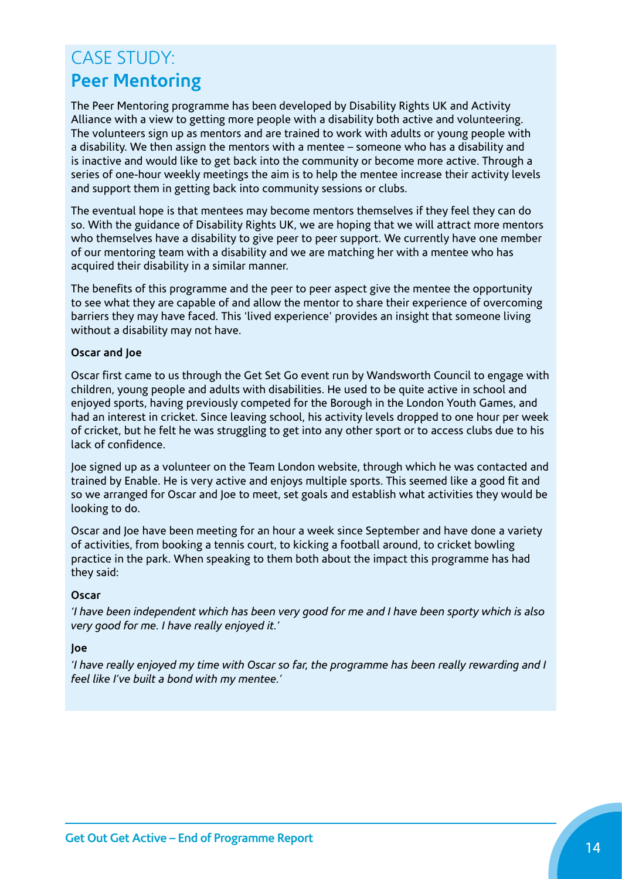# CASE STUDY:
## Peer Mentoring

The Peer Mentoring programme has been developed by Disability Rights UK and Activity Alliance with a view to getting more people with a disability both active and volunteering. The volunteers sign up as mentors and are trained to work with adults or young people with a disability. We then assign the mentors with a mentee – someone who has a disability and is inactive and would like to get back into the community or become more active. Through a series of one-hour weekly meetings the aim is to help the mentee increase their activity levels and support them in getting back into community sessions or clubs.

The eventual hope is that mentees may become mentors themselves if they feel they can do so. With the guidance of Disability Rights UK, we are hoping that we will attract more mentors who themselves have a disability to give peer to peer support. We currently have one member of our mentoring team with a disability and we are matching her with a mentee who has acquired their disability in a similar manner.

The benefits of this programme and the peer to peer aspect give the mentee the opportunity to see what they are capable of and allow the mentor to share their experience of overcoming barriers they may have faced. This 'lived experience' provides an insight that someone living without a disability may not have.

**Oscar and Joe**

Oscar first came to us through the Get Set Go event run by Wandsworth Council to engage with children, young people and adults with disabilities. He used to be quite active in school and enjoyed sports, having previously competed for the Borough in the London Youth Games, and had an interest in cricket. Since leaving school, his activity levels dropped to one hour per week of cricket, but he felt he was struggling to get into any other sport or to access clubs due to his lack of confidence.

Joe signed up as a volunteer on the Team London website, through which he was contacted and trained by Enable. He is very active and enjoys multiple sports. This seemed like a good fit and so we arranged for Oscar and Joe to meet, set goals and establish what activities they would be looking to do.

Oscar and Joe have been meeting for an hour a week since September and have done a variety of activities, from booking a tennis court, to kicking a football around, to cricket bowling practice in the park. When speaking to them both about the impact this programme has had they said:

**Oscar**

*'I have been independent which has been very good for me and I have been sporty which is also very good for me. I have really enjoyed it.'*

**Joe**

*'I have really enjoyed my time with Oscar so far, the programme has been really rewarding and I feel like I've built a bond with my mentee.'*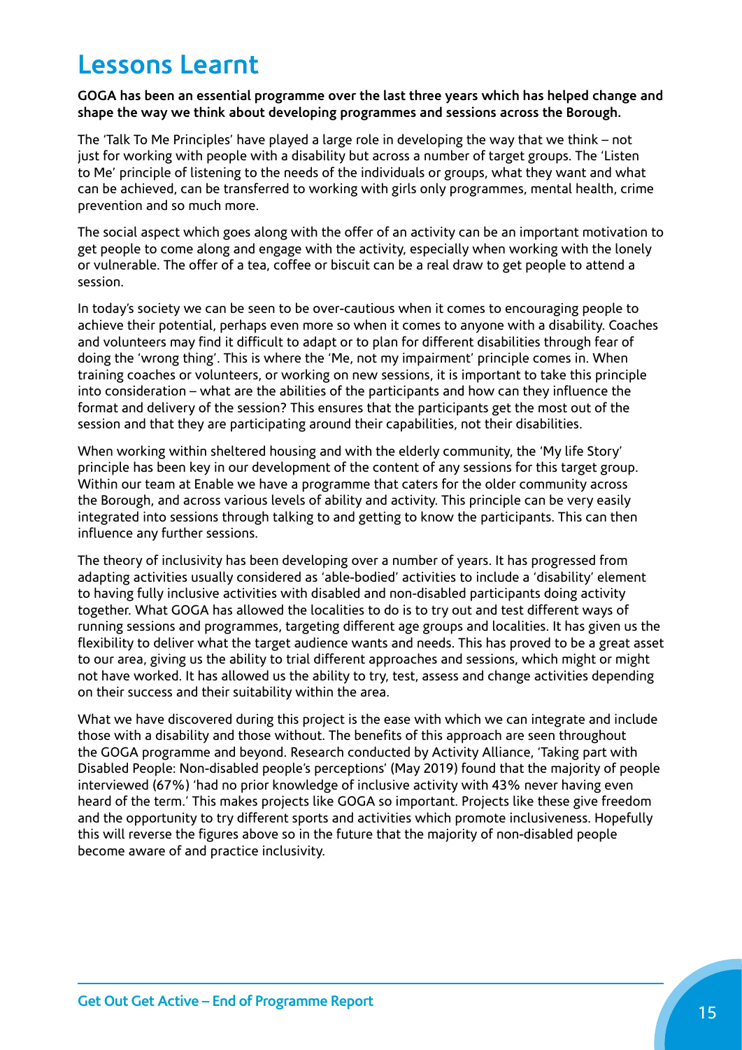# Lessons Learnt

**GOGA has been an essential programme over the last three years which has helped change and shape the way we think about developing programmes and sessions across the Borough.**

The 'Talk To Me Principles' have played a large role in developing the way that we think – not just for working with people with a disability but across a number of target groups. The 'Listen to Me' principle of listening to the needs of the individuals or groups, what they want and what can be achieved, can be transferred to working with girls only programmes, mental health, crime prevention and so much more.

The social aspect which goes along with the offer of an activity can be an important motivation to get people to come along and engage with the activity, especially when working with the lonely or vulnerable. The offer of a tea, coffee or biscuit can be a real draw to get people to attend a session.

In today's society we can be seen to be over-cautious when it comes to encouraging people to achieve their potential, perhaps even more so when it comes to anyone with a disability. Coaches and volunteers may find it difficult to adapt or to plan for different disabilities through fear of doing the 'wrong thing'. This is where the 'Me, not my impairment' principle comes in. When training coaches or volunteers, or working on new sessions, it is important to take this principle into consideration – what are the abilities of the participants and how can they influence the format and delivery of the session? This ensures that the participants get the most out of the session and that they are participating around their capabilities, not their disabilities.

When working within sheltered housing and with the elderly community, the 'My life Story' principle has been key in our development of the content of any sessions for this target group. Within our team at Enable we have a programme that caters for the older community across the Borough, and across various levels of ability and activity. This principle can be very easily integrated into sessions through talking to and getting to know the participants. This can then influence any further sessions.

The theory of inclusivity has been developing over a number of years. It has progressed from adapting activities usually considered as 'able-bodied' activities to include a 'disability' element to having fully inclusive activities with disabled and non-disabled participants doing activity together. What GOGA has allowed the localities to do is to try out and test different ways of running sessions and programmes, targeting different age groups and localities. It has given us the flexibility to deliver what the target audience wants and needs. This has proved to be a great asset to our area, giving us the ability to trial different approaches and sessions, which might or might not have worked. It has allowed us the ability to try, test, assess and change activities depending on their success and their suitability within the area.

What we have discovered during this project is the ease with which we can integrate and include those with a disability and those without. The benefits of this approach are seen throughout the GOGA programme and beyond. Research conducted by Activity Alliance, 'Taking part with Disabled People: Non-disabled people's perceptions' (May 2019) found that the majority of people interviewed (67%) 'had no prior knowledge of inclusive activity with 43% never having even heard of the term.' This makes projects like GOGA so important. Projects like these give freedom and the opportunity to try different sports and activities which promote inclusiveness. Hopefully this will reverse the figures above so in the future that the majority of non-disabled people become aware of and practice inclusivity.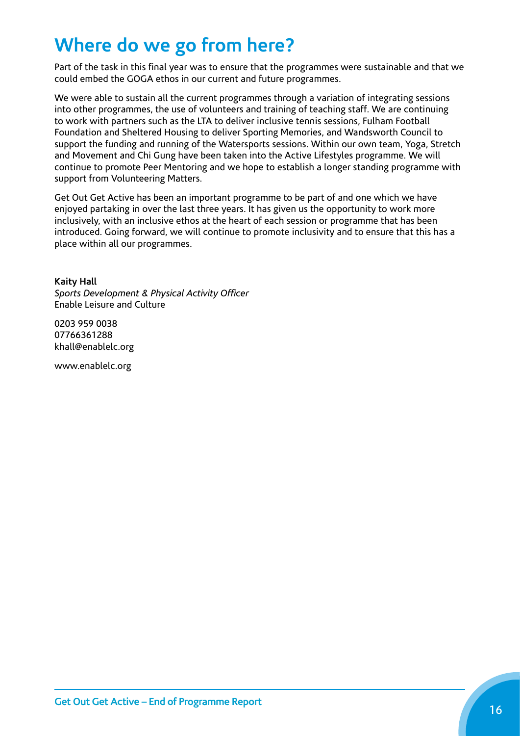# Where do we go from here?

Part of the task in this final year was to ensure that the programmes were sustainable and that we could embed the GOGA ethos in our current and future programmes.

We were able to sustain all the current programmes through a variation of integrating sessions into other programmes, the use of volunteers and training of teaching staff. We are continuing to work with partners such as the LTA to deliver inclusive tennis sessions, Fulham Football Foundation and Sheltered Housing to deliver Sporting Memories, and Wandsworth Council to support the funding and running of the Watersports sessions. Within our own team, Yoga, Stretch and Movement and Chi Gung have been taken into the Active Lifestyles programme. We will continue to promote Peer Mentoring and we hope to establish a longer standing programme with support from Volunteering Matters.

Get Out Get Active has been an important programme to be part of and one which we have enjoyed partaking in over the last three years. It has given us the opportunity to work more inclusively, with an inclusive ethos at the heart of each session or programme that has been introduced. Going forward, we will continue to promote inclusivity and to ensure that this has a place within all our programmes.

**Kaity Hall**
*Sports Development & Physical Activity Officer*
Enable Leisure and Culture

0203 959 0038
07766361288
khall@enablelc.org

www.enablelc.org